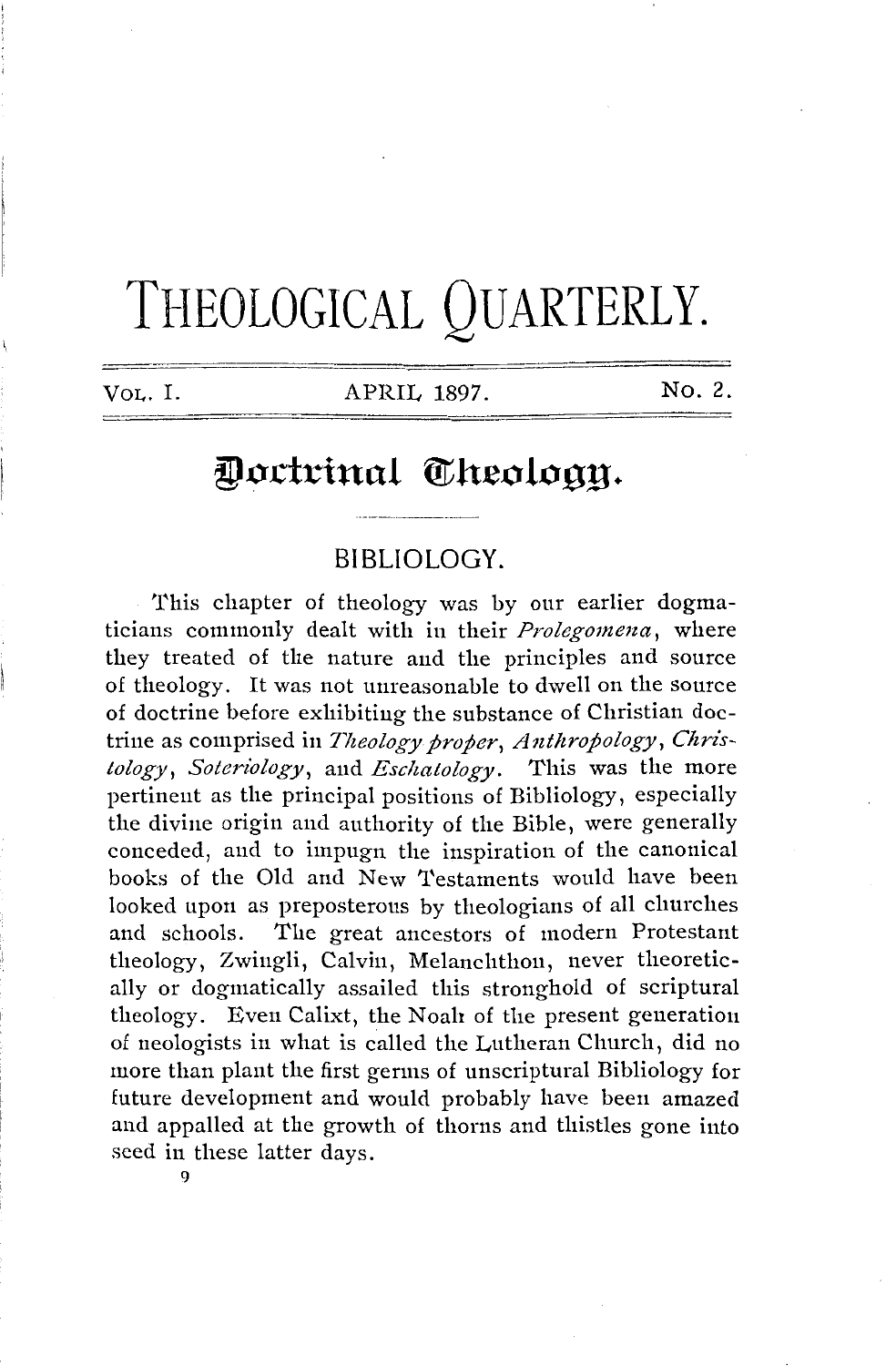# THEOLOGICAL QUARTERLY.

VOL. I. APRIL 1897. No. 2.

## Doctrinal Theology.

### BIBLIOLOGY.

This chapter of theology was by our earlier dogmaticians commonly dealt with in their *Prolegomena*, where they treated of the nature and the principles and source of theology. It was not unreasonable to dwell on the source of doctrine before exhibiting the substance of Christian doctrine as comprised in *Theology proper*, *Anthropology*, *Christology*, *Soteriology*, and *Eschatology*. This was the more pertinent as the principal positions of Bibliology, especially the divine origin and authority of the Bible, were generally conceded, and to impugn the inspiration of the canonical books of the Old and New Testaments would have been looked upon as preposterous by theologians of all churches and schools. The great ancestors of modern Protestant theology, Zwingli, Calvin, Melanchthon, never theoretically or dogmatically assailed this stronghold of scriptural theology. Even Calixt, the Noah of the present generation of neologists in what is called the Lutheran Church, did no more than plant the first germs of unscriptural Bibliology for future development and would probably have been amazed and appalled at the growth of thorns and thistles gone into seed in these latter days.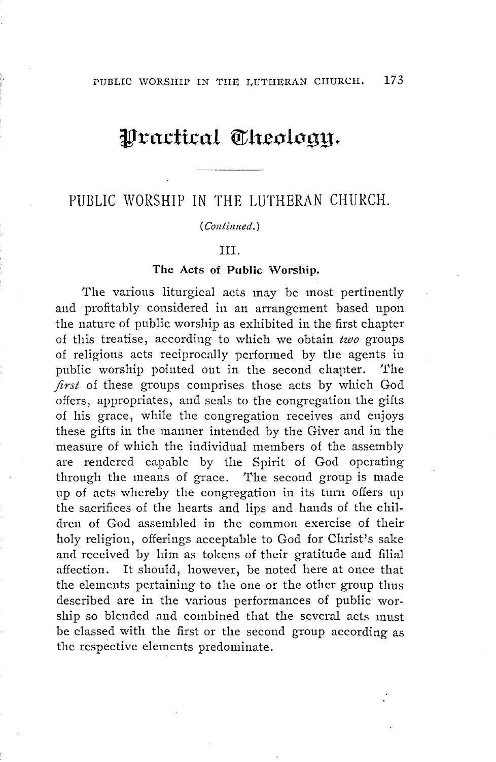# Practical Theology.

## PUBLIC WORSHIP IN THE LUTHERAN CHURCH.

*(Continued.)*

### III.

#### The Acts of Public Worship.

The various liturgical acts may be most pertinently and profitably considered in an arrangement based upon the nature of public worship as exhibited in the first chapter of this treatise, according to which we obtain *two* groups of religious acts reciprocally performed by the agents in public worship pointed out in the second chapter. The *first* of these groups comprises those acts by which God offers, appropriates, and seals to the congregation the gifts of his grace, while the congregation receives and enjoys these gifts in the manner intended by the Giver and in the measure of which the individual members of the assembly are rendered capable by the Spirit of God operating through the means of grace. The second group is made up of acts whereby the congregation in its turn offers up the sacrifices of the hearts and lips and hands of the children of God assembled in the common exercise of their holy religion, offerings acceptable to God for Christ's sake and received by him as tokens of their gratitude and filial affection. It should, however, be noted here at once that the elements pertaining to the one or the other group thus described are in the various performances of public worship so blended and combined that the several acts must be classed with the first or the second group according as the respective elements predominate.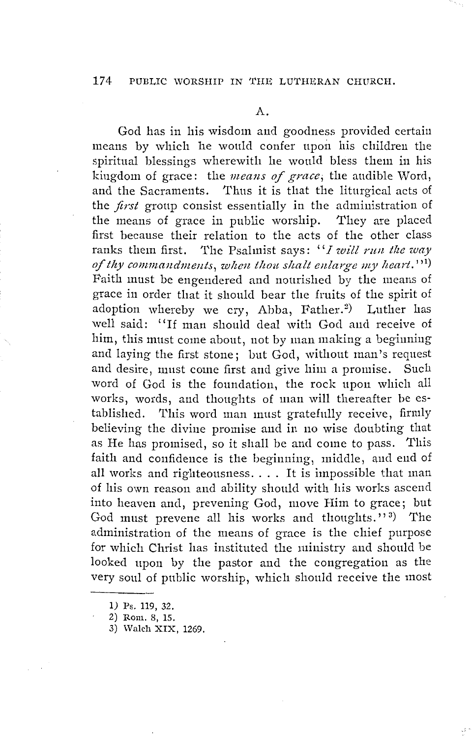A.

God has in his wisdom and goodness provided certain means by which he would confer upon his children the spiritual blessings wherewith he would bless them in his kingdom of grace: the *means of grace*, the audible Word, and the Sacraments. Thus it is that the liturgical acts of the *first* group consist essentially in the administration of the means of grace in public worship. They are placed first because their relation to the acts of the other class ranks them first. The Psalmist says: "*I will run the way of thy commandments, when thou shalt enlarge my heart.*"[1] Faith must be engendered and nourished by the means of grace in order that it should bear the fruits of the spirit of adoption whereby we cry, Abba, Father.[2] Luther has well said: "If man should deal with God and receive of him, this must come about, not by man making a beginning and laying the first stone; but God, without man's request and desire, must come first and give him a promise. Such word of God is the foundation, the rock upon which all works, words, and thoughts of man will thereafter be established. This word man must gratefully receive, firmly believing the divine promise and in no wise doubting that as He has promised, so it shall be and come to pass. This faith and confidence is the beginning, middle, and end of all works and righteousness. . . . It is impossible that man of his own reason and ability should with his works ascend into heaven and, prevening God, move Him to grace; but God must prevene all his works and thoughts."[3] The administration of the means of grace is the chief purpose for which Christ has instituted the ministry and should be looked upon by the pastor and the congregation as the very soul of public worship, which should receive the most

---

1) Ps. 119, 32.
2) Rom. 8, 15.
3) Walch XIX, 1269.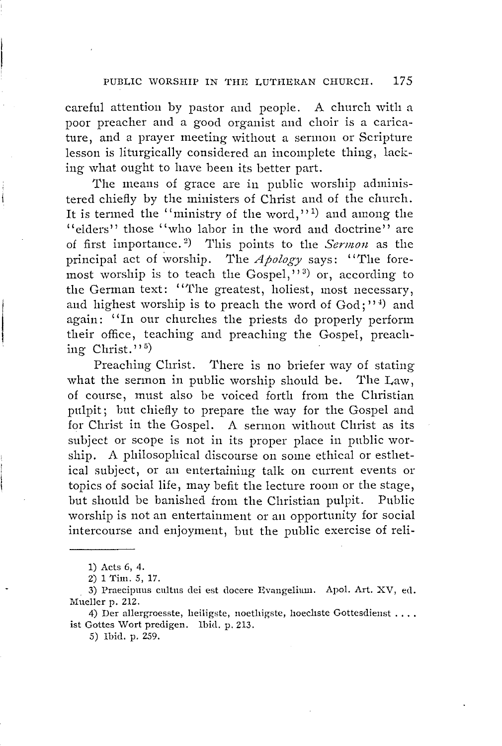careful attention by pastor and people. A church with a poor preacher and a good organist and choir is a caricature, and a prayer meeting without a sermon or Scripture lesson is liturgically considered an incomplete thing, lacking what ought to have been its better part.

The means of grace are in public worship administered chiefly by the ministers of Christ and of the church. It is termed the "ministry of the word,"[1] and among the "elders" those "who labor in the word and doctrine" are of first importance.[2] This points to the *Sermon* as the principal act of worship. The *Apology* says: "The foremost worship is to teach the Gospel,"[3] or, according to the German text: "The greatest, holiest, most necessary, and highest worship is to preach the word of God;"[4] and again: "In our churches the priests do properly perform their office, teaching and preaching the Gospel, preaching Christ."[5]

Preaching Christ. There is no briefer way of stating what the sermon in public worship should be. The Law, of course, must also be voiced forth from the Christian pulpit; but chiefly to prepare the way for the Gospel and for Christ in the Gospel. A sermon without Christ as its subject or scope is not in its proper place in public worship. A philosophical discourse on some ethical or esthetical subject, or an entertaining talk on current events or topics of social life, may befit the lecture room or the stage, but should be banished from the Christian pulpit. Public worship is not an entertainment or an opportunity for social intercourse and enjoyment, but the public exercise of reli-

---

1) Acts 6, 4.

2) 1 Tim. 5, 17.

3) Praecipuus cultus dei est docere Evangelium. Apol. Art. XV, ed. Mueller p. 212.

4) Der allergroesste, heiligste, noethigste, hoechste Gottesdienst .... ist Gottes Wort predigen. Ibid. p. 213.

5) Ibid. p. 259.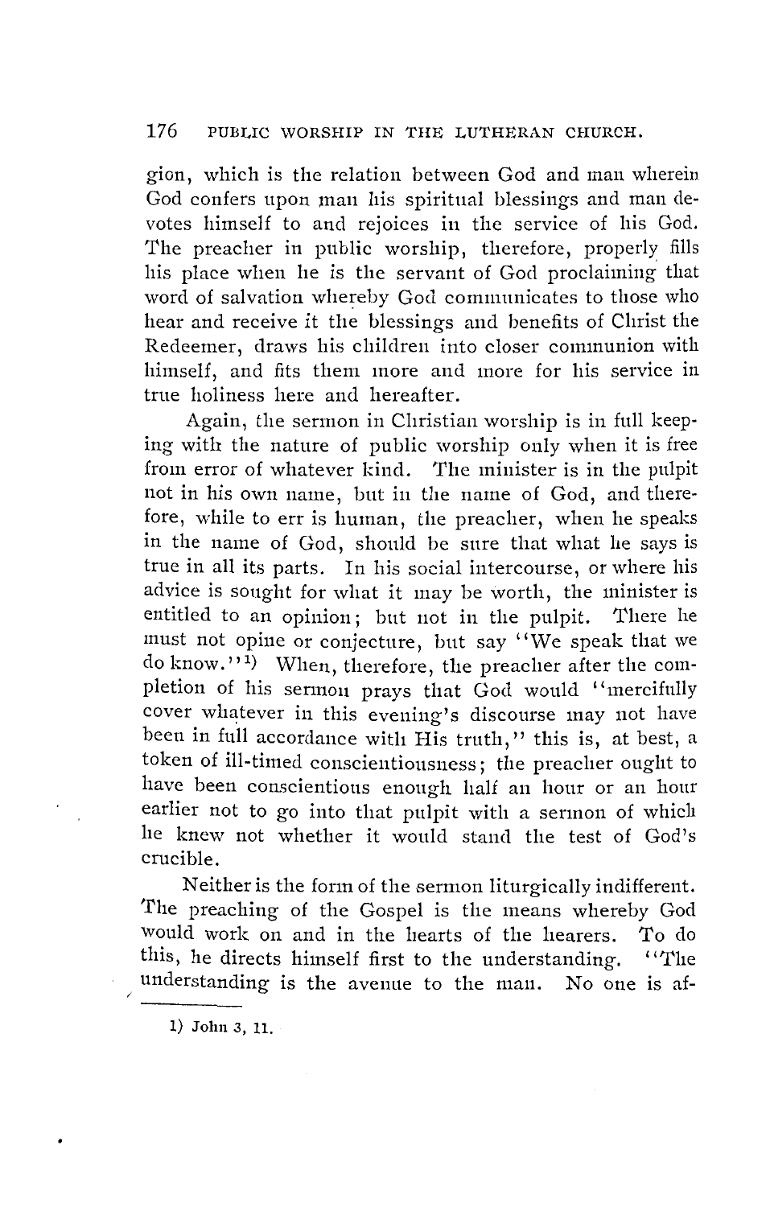gion, which is the relation between God and man wherein God confers upon man his spiritual blessings and man devotes himself to and rejoices in the service of his God. The preacher in public worship, therefore, properly fills his place when he is the servant of God proclaiming that word of salvation whereby God communicates to those who hear and receive it the blessings and benefits of Christ the Redeemer, draws his children into closer communion with himself, and fits them more and more for his service in true holiness here and hereafter.

Again, the sermon in Christian worship is in full keeping with the nature of public worship only when it is free from error of whatever kind. The minister is in the pulpit not in his own name, but in the name of God, and therefore, while to err is human, the preacher, when he speaks in the name of God, should be sure that what he says is true in all its parts. In his social intercourse, or where his advice is sought for what it may be worth, the minister is entitled to an opinion; but not in the pulpit. There he must not opine or conjecture, but say "We speak that we do know."[1] When, therefore, the preacher after the completion of his sermon prays that God would "mercifully cover whatever in this evening's discourse may not have been in full accordance with His truth," this is, at best, a token of ill-timed conscientiousness; the preacher ought to have been conscientious enough half an hour or an hour earlier not to go into that pulpit with a sermon of which he knew not whether it would stand the test of God's crucible.

Neither is the form of the sermon liturgically indifferent. The preaching of the Gospel is the means whereby God would work on and in the hearts of the hearers. To do this, he directs himself first to the understanding. "The understanding is the avenue to the man. No one is af-

---

1) John 3, 11.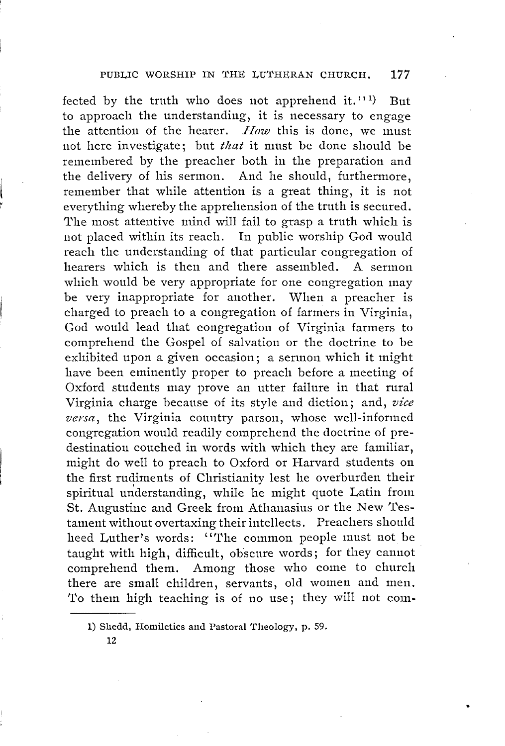fected by the truth who does not apprehend it."[1]) But to approach the understanding, it is necessary to engage the attention of the hearer. *How* this is done, we must not here investigate; but *that* it must be done should be remembered by the preacher both in the preparation and the delivery of his sermon. And he should, furthermore, remember that while attention is a great thing, it is not everything whereby the apprehension of the truth is secured. The most attentive mind will fail to grasp a truth which is not placed within its reach. In public worship God would reach the understanding of that particular congregation of hearers which is then and there assembled. A sermon which would be very appropriate for one congregation may be very inappropriate for another. When a preacher is charged to preach to a congregation of farmers in Virginia, God would lead that congregation of Virginia farmers to comprehend the Gospel of salvation or the doctrine to be exhibited upon a given occasion; a sermon which it might have been eminently proper to preach before a meeting of Oxford students may prove an utter failure in that rural Virginia charge because of its style and diction; and, *vice versa*, the Virginia country parson, whose well-informed congregation would readily comprehend the doctrine of predestination couched in words with which they are familiar, might do well to preach to Oxford or Harvard students on the first rudiments of Christianity lest he overburden their spiritual understanding, while he might quote Latin from St. Augustine and Greek from Athanasius or the New Testament without overtaxing their intellects. Preachers should heed Luther's words: "The common people must not be taught with high, difficult, obscure words; for they cannot comprehend them. Among those who come to church there are small children, servants, old women and men. To them high teaching is of no use; they will not com-

---

1) Shedd, Homiletics and Pastoral Theology, p. 59.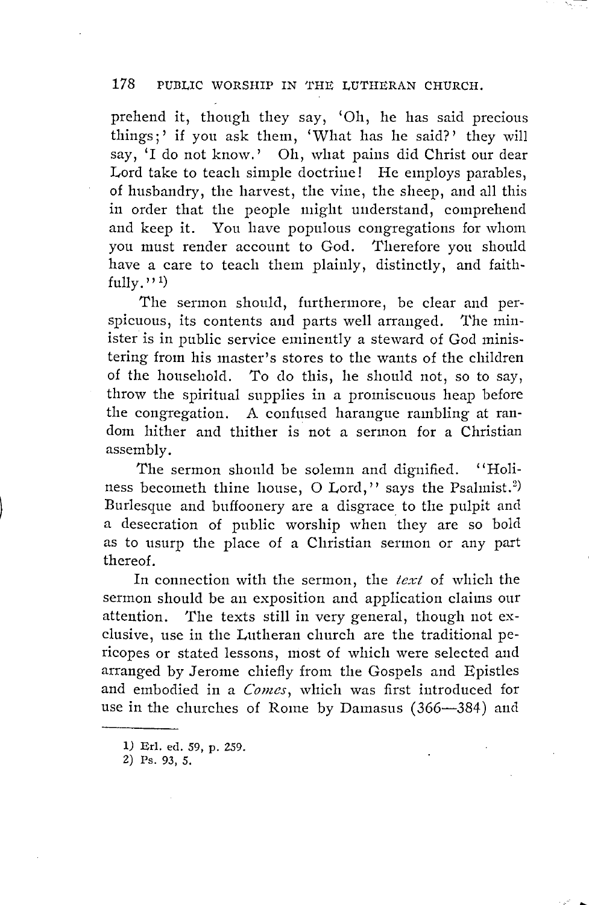prehend it, though they say, 'Oh, he has said precious things;' if you ask them, 'What has he said?' they will say, 'I do not know.' Oh, what pains did Christ our dear Lord take to teach simple doctrine! He employs parables, of husbandry, the harvest, the vine, the sheep, and all this in order that the people might understand, comprehend and keep it. You have populous congregations for whom you must render account to God. Therefore you should have a care to teach them plainly, distinctly, and faithfully."[1]

The sermon should, furthermore, be clear and perspicuous, its contents and parts well arranged. The minister is in public service eminently a steward of God ministering from his master's stores to the wants of the children of the household. To do this, he should not, so to say, throw the spiritual supplies in a promiscuous heap before the congregation. A confused harangue rambling at random hither and thither is not a sermon for a Christian assembly.

The sermon should be solemn and dignified. "Holiness becometh thine house, O Lord," says the Psalmist.[2] Burlesque and buffoonery are a disgrace to the pulpit and a desecration of public worship when they are so bold as to usurp the place of a Christian sermon or any part thereof.

In connection with the sermon, the *text* of which the sermon should be an exposition and application claims our attention. The texts still in very general, though not exclusive, use in the Lutheran church are the traditional pericopes or stated lessons, most of which were selected and arranged by Jerome chiefly from the Gospels and Epistles and embodied in a *Comes*, which was first introduced for use in the churches of Rome by Damasus (366—384) and

---

1) Erl. ed. 59, p. 259.

2) Ps. 93, 5.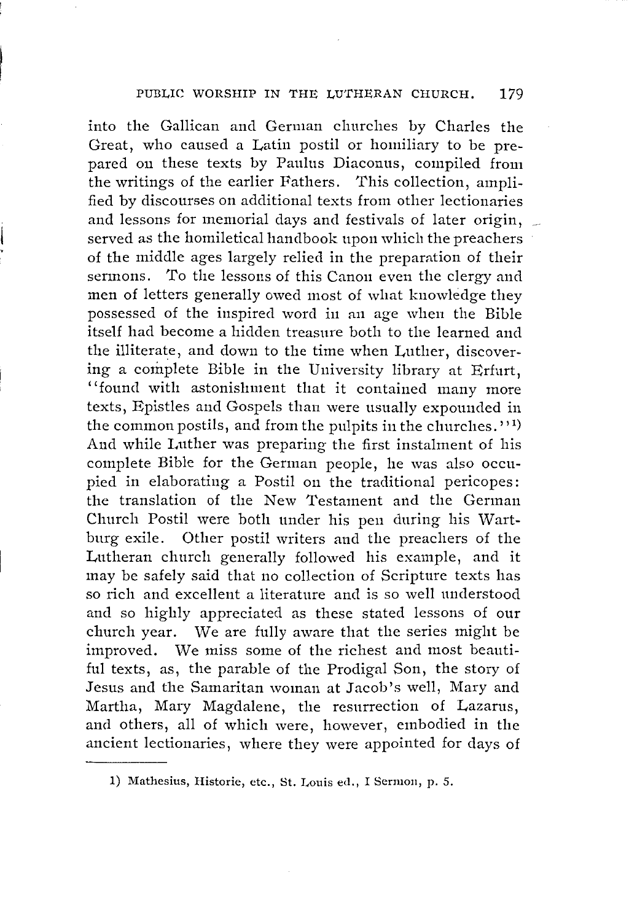into the Gallican and German churches by Charles the Great, who caused a Latin postil or homiliary to be prepared on these texts by Paulus Diaconus, compiled from the writings of the earlier Fathers. This collection, amplified by discourses on additional texts from other lectionaries and lessons for memorial days and festivals of later origin, served as the homiletical handbook upon which the preachers of the middle ages largely relied in the preparation of their sermons. To the lessons of this Canon even the clergy and men of letters generally owed most of what knowledge they possessed of the inspired word in an age when the Bible itself had become a hidden treasure both to the learned and the illiterate, and down to the time when Luther, discovering a complete Bible in the University library at Erfurt, "found with astonishment that it contained many more texts, Epistles and Gospels than were usually expounded in the common postils, and from the pulpits in the churches."[1] And while Luther was preparing the first instalment of his complete Bible for the German people, he was also occupied in elaborating a Postil on the traditional pericopes: the translation of the New Testament and the German Church Postil were both under his pen during his Wartburg exile. Other postil writers and the preachers of the Lutheran church generally followed his example, and it may be safely said that no collection of Scripture texts has so rich and excellent a literature and is so well understood and so highly appreciated as these stated lessons of our church year. We are fully aware that the series might be improved. We miss some of the richest and most beautiful texts, as, the parable of the Prodigal Son, the story of Jesus and the Samaritan woman at Jacob's well, Mary and Martha, Mary Magdalene, the resurrection of Lazarus, and others, all of which were, however, embodied in the ancient lectionaries, where they were appointed for days of

---

1) Mathesius, Historie, etc., St. Louis ed., I Sermon, p. 5.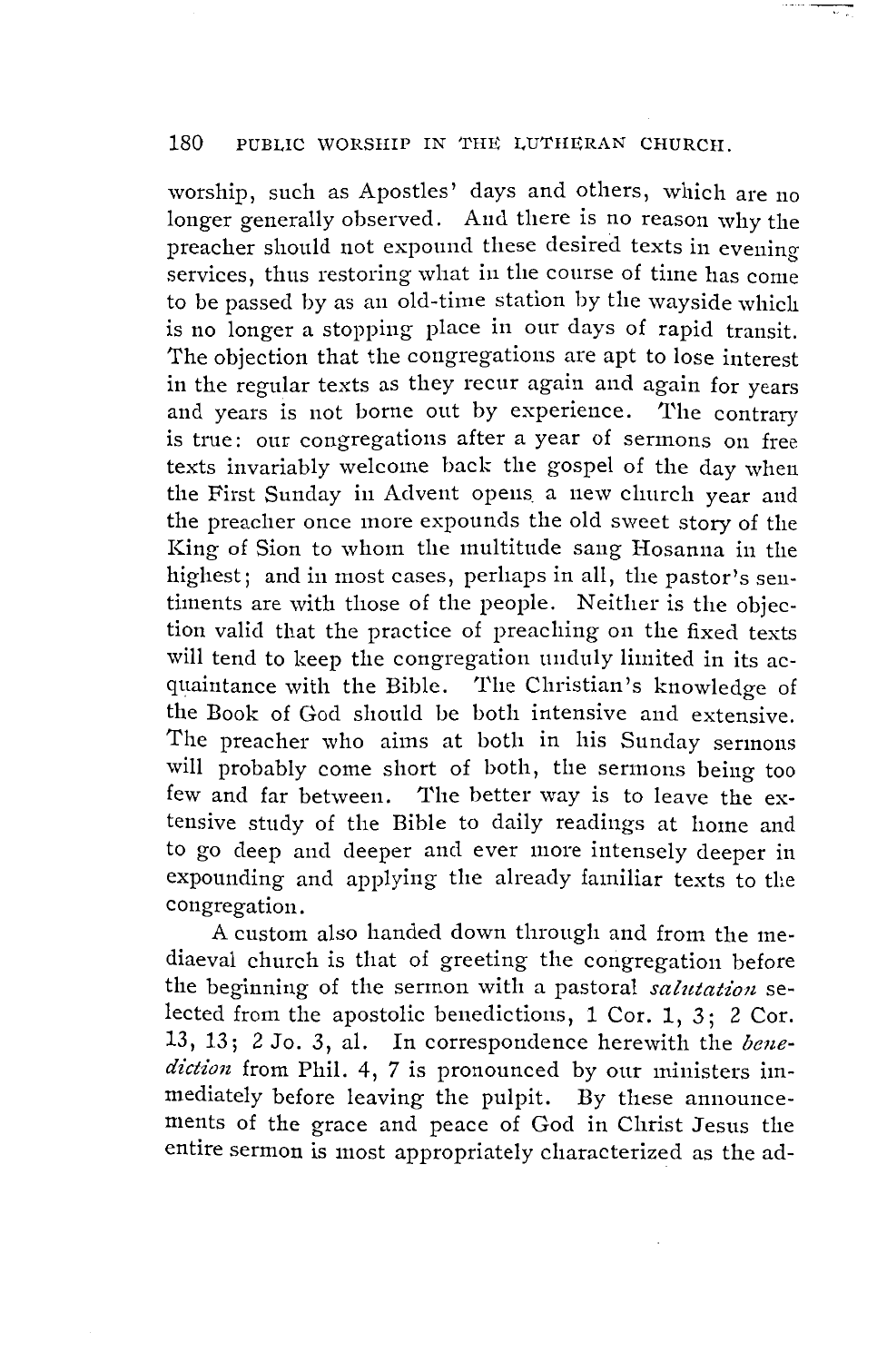worship, such as Apostles' days and others, which are no longer generally observed. And there is no reason why the preacher should not expound these desired texts in evening services, thus restoring what in the course of time has come to be passed by as an old-time station by the wayside which is no longer a stopping place in our days of rapid transit. The objection that the congregations are apt to lose interest in the regular texts as they recur again and again for years and years is not borne out by experience. The contrary is true: our congregations after a year of sermons on free texts invariably welcome back the gospel of the day when the First Sunday in Advent opens a new church year and the preacher once more expounds the old sweet story of the King of Sion to whom the multitude sang Hosanna in the highest; and in most cases, perhaps in all, the pastor's sentiments are with those of the people. Neither is the objection valid that the practice of preaching on the fixed texts will tend to keep the congregation unduly limited in its acquaintance with the Bible. The Christian's knowledge of the Book of God should be both intensive and extensive. The preacher who aims at both in his Sunday sermons will probably come short of both, the sermons being too few and far between. The better way is to leave the extensive study of the Bible to daily readings at home and to go deep and deeper and ever more intensely deeper in expounding and applying the already familiar texts to the congregation.

A custom also handed down through and from the mediaeval church is that of greeting the congregation before the beginning of the sermon with a pastoral *salutation* selected from the apostolic benedictions, 1 Cor. 1, 3; 2 Cor. 13, 13; 2 Jo. 3, al. In correspondence herewith the *benediction* from Phil. 4, 7 is pronounced by our ministers immediately before leaving the pulpit. By these announcements of the grace and peace of God in Christ Jesus the entire sermon is most appropriately characterized as the ad-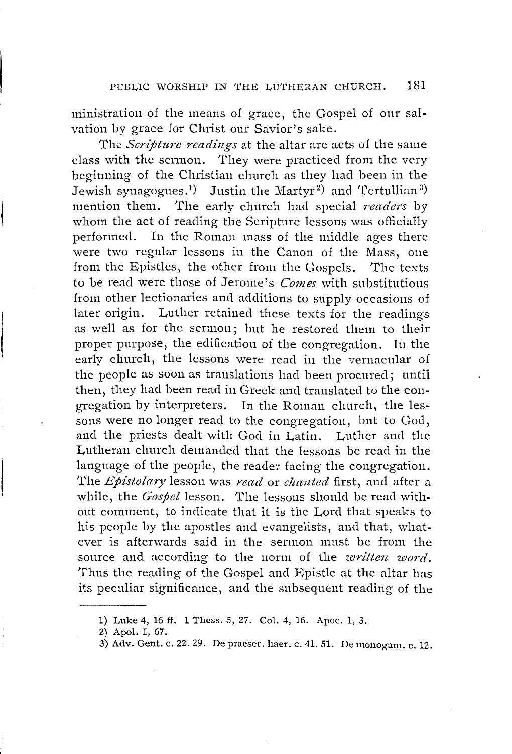ministration of the means of grace, the Gospel of our salvation by grace for Christ our Savior's sake.

The *Scripture readings* at the altar are acts of the same class with the sermon. They were practiced from the very beginning of the Christian church as they had been in the Jewish synagogues.[1] Justin the Martyr[2] and Tertullian[3] mention them. The early church had special *readers* by whom the act of reading the Scripture lessons was officially performed. In the Roman mass of the middle ages there were two regular lessons in the Canon of the Mass, one from the Epistles, the other from the Gospels. The texts to be read were those of Jerome's *Comes* with substitutions from other lectionaries and additions to supply occasions of later origin. Luther retained these texts for the readings as well as for the sermon; but he restored them to their proper purpose, the edification of the congregation. In the early church, the lessons were read in the vernacular of the people as soon as translations had been procured; until then, they had been read in Greek and translated to the congregation by interpreters. In the Roman church, the lessons were no longer read to the congregation, but to God, and the priests dealt with God in Latin. Luther and the Lutheran church demanded that the lessons be read in the language of the people, the reader facing the congregation. The *Epistolary* lesson was *read* or *chanted* first, and after a while, the *Gospel* lesson. The lessons should be read without comment, to indicate that it is the Lord that speaks to his people by the apostles and evangelists, and that, whatever is afterwards said in the sermon must be from the source and according to the norm of the *written word*. Thus the reading of the Gospel and Epistle at the altar has its peculiar significance, and the subsequent reading of the

---

1) Luke 4, 16 ff. 1 Thess. 5, 27. Col. 4, 16. Apoc. 1, 3.

2) Apol. I, 67.

3) Adv. Gent. c. 22. 29. De praeser. haer. c. 41. 51. De monogam. c. 12.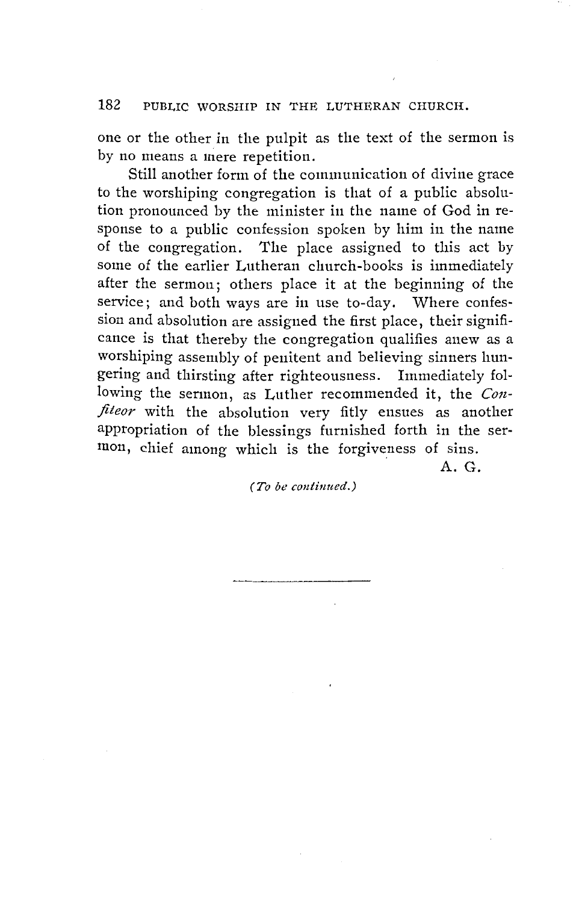one or the other in the pulpit as the text of the sermon is by no means a mere repetition.

Still another form of the communication of divine grace to the worshiping congregation is that of a public absolution pronounced by the minister in the name of God in response to a public confession spoken by him in the name of the congregation. The place assigned to this act by some of the earlier Lutheran church-books is immediately after the sermon; others place it at the beginning of the service; and both ways are in use to-day. Where confession and absolution are assigned the first place, their significance is that thereby the congregation qualifies anew as a worshiping assembly of penitent and believing sinners hungering and thirsting after righteousness. Immediately following the sermon, as Luther recommended it, the *Confiteor* with the absolution very fitly ensues as another appropriation of the blessings furnished forth in the sermon, chief among which is the forgiveness of sins.

A. G.

*(To be continued.)*

---